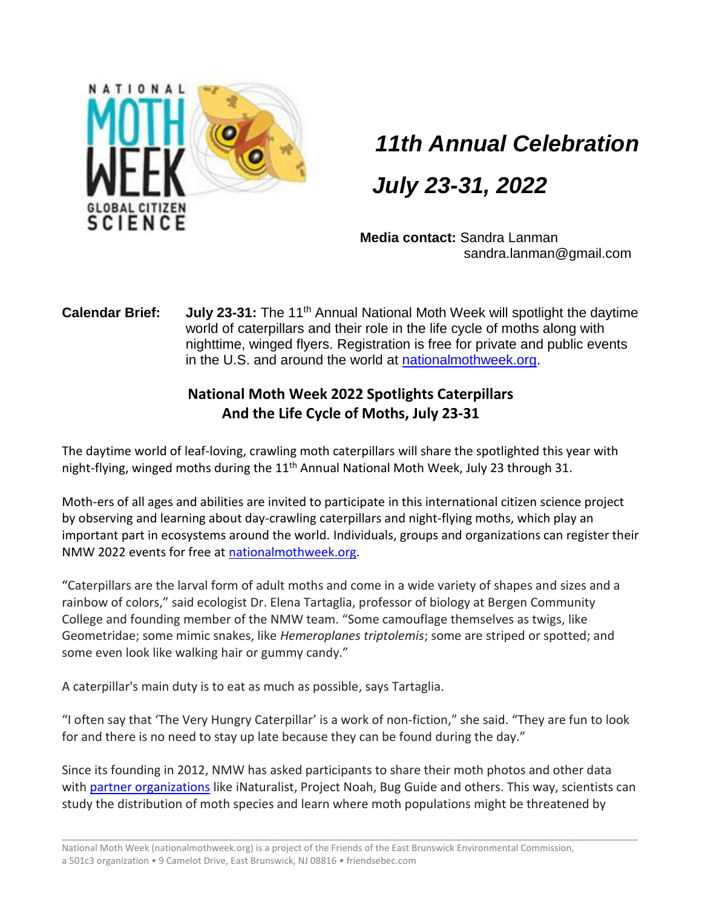NATIONAL MOTH WEEK GLOBAL CITIZEN SCIENCE

***11th Annual Celebration***

***July 23-31, 2022***

**Media contact:** Sandra Lanman
sandra.lanman@gmail.com

**Calendar Brief:** **July 23-31:** The 11th Annual National Moth Week will spotlight the daytime world of caterpillars and their role in the life cycle of moths along with nighttime, winged flyers. Registration is free for private and public events in the U.S. and around the world at [nationalmothweek.org](nationalmothweek.org).

## National Moth Week 2022 Spotlights Caterpillars And the Life Cycle of Moths, July 23-31

The daytime world of leaf-loving, crawling moth caterpillars will share the spotlighted this year with night-flying, winged moths during the 11th Annual National Moth Week, July 23 through 31.

Moth-ers of all ages and abilities are invited to participate in this international citizen science project by observing and learning about day-crawling caterpillars and night-flying moths, which play an important part in ecosystems around the world. Individuals, groups and organizations can register their NMW 2022 events for free at [nationalmothweek.org](nationalmothweek.org).

"Caterpillars are the larval form of adult moths and come in a wide variety of shapes and sizes and a rainbow of colors," said ecologist Dr. Elena Tartaglia, professor of biology at Bergen Community College and founding member of the NMW team. "Some camouflage themselves as twigs, like Geometridae; some mimic snakes, like *Hemeroplanes triptolemis*; some are striped or spotted; and some even look like walking hair or gummy candy."

A caterpillar's main duty is to eat as much as possible, says Tartaglia.

"I often say that 'The Very Hungry Caterpillar' is a work of non-fiction," she said. "They are fun to look for and there is no need to stay up late because they can be found during the day."

Since its founding in 2012, NMW has asked participants to share their moth photos and other data with partner organizations like iNaturalist, Project Noah, Bug Guide and others. This way, scientists can study the distribution of moth species and learn where moth populations might be threatened by

National Moth Week (nationalmothweek.org) is a project of the Friends of the East Brunswick Environmental Commission, a 501c3 organization • 9 Camelot Drive, East Brunswick, NJ 08816 • friendsebec.com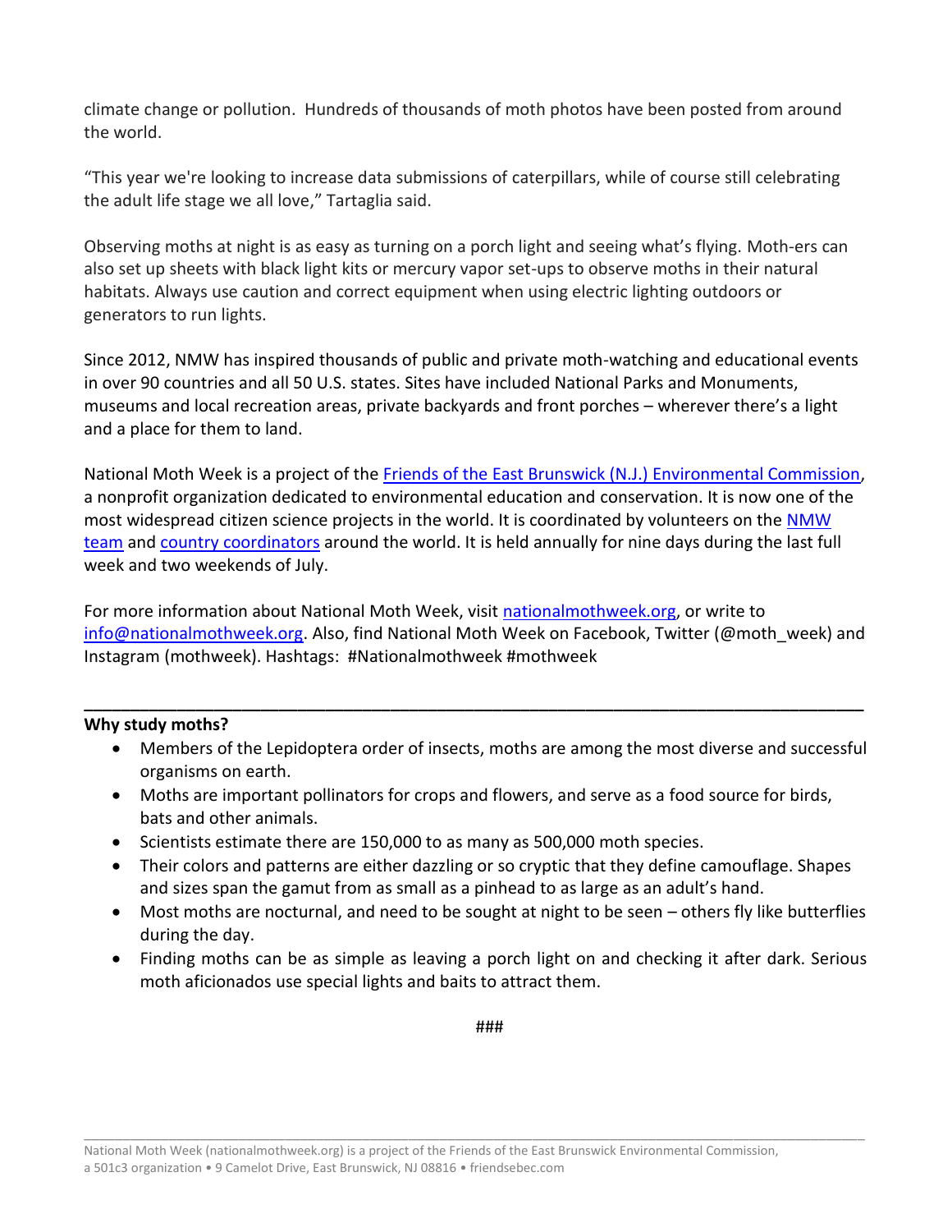climate change or pollution. Hundreds of thousands of moth photos have been posted from around the world.

"This year we're looking to increase data submissions of caterpillars, while of course still celebrating the adult life stage we all love," Tartaglia said.

Observing moths at night is as easy as turning on a porch light and seeing what's flying. Moth-ers can also set up sheets with black light kits or mercury vapor set-ups to observe moths in their natural habitats. Always use caution and correct equipment when using electric lighting outdoors or generators to run lights.

Since 2012, NMW has inspired thousands of public and private moth-watching and educational events in over 90 countries and all 50 U.S. states. Sites have included National Parks and Monuments, museums and local recreation areas, private backyards and front porches – wherever there's a light and a place for them to land.

National Moth Week is a project of the Friends of the East Brunswick (N.J.) Environmental Commission, a nonprofit organization dedicated to environmental education and conservation. It is now one of the most widespread citizen science projects in the world. It is coordinated by volunteers on the NMW team and country coordinators around the world. It is held annually for nine days during the last full week and two weekends of July.

For more information about National Moth Week, visit nationalmothweek.org, or write to info@nationalmothweek.org. Also, find National Moth Week on Facebook, Twitter (@moth_week) and Instagram (mothweek). Hashtags: #Nationalmothweek #mothweek

---

**Why study moths?**

- Members of the Lepidoptera order of insects, moths are among the most diverse and successful organisms on earth.
- Moths are important pollinators for crops and flowers, and serve as a food source for birds, bats and other animals.
- Scientists estimate there are 150,000 to as many as 500,000 moth species.
- Their colors and patterns are either dazzling or so cryptic that they define camouflage. Shapes and sizes span the gamut from as small as a pinhead to as large as an adult's hand.
- Most moths are nocturnal, and need to be sought at night to be seen – others fly like butterflies during the day.
- Finding moths can be as simple as leaving a porch light on and checking it after dark. Serious moth aficionados use special lights and baits to attract them.

###